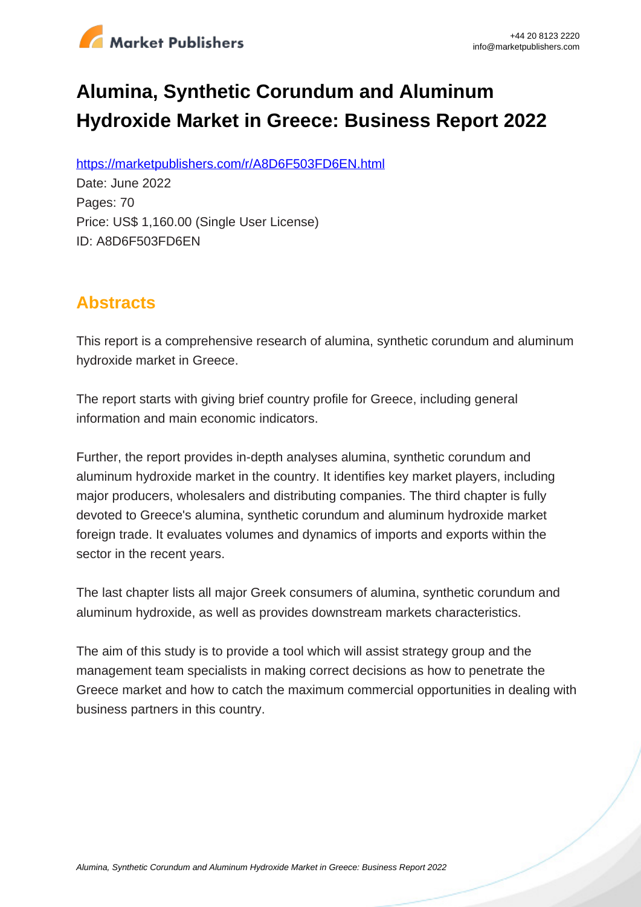# Alumina, Synthetic Corundum and Aluminum Hydroxide Market in Greece: Business Report 2022

https://marketpublishers.com/r/A8D6F503FD6EN.html

Date: June 2022

Pages: 70

Price: US$ 1,160.00 (Single User License)

ID: A8D6F503FD6EN

## Abstracts

This report is a comprehensive research of alumina, synthetic corundum and aluminum hydroxide market in Greece.

The report starts with giving brief country profile for Greece, including general information and main economic indicators.

Further, the report provides in-depth analyses alumina, synthetic corundum and aluminum hydroxide market in the country. It identifies key market players, including major producers, wholesalers and distributing companies. The third chapter is fully devoted to Greece's alumina, synthetic corundum and aluminum hydroxide market foreign trade. It evaluates volumes and dynamics of imports and exports within the sector in the recent years.

The last chapter lists all major Greek consumers of alumina, synthetic corundum and aluminum hydroxide, as well as provides downstream markets characteristics.

The aim of this study is to provide a tool which will assist strategy group and the management team specialists in making correct decisions as how to penetrate the Greece market and how to catch the maximum commercial opportunities in dealing with business partners in this country.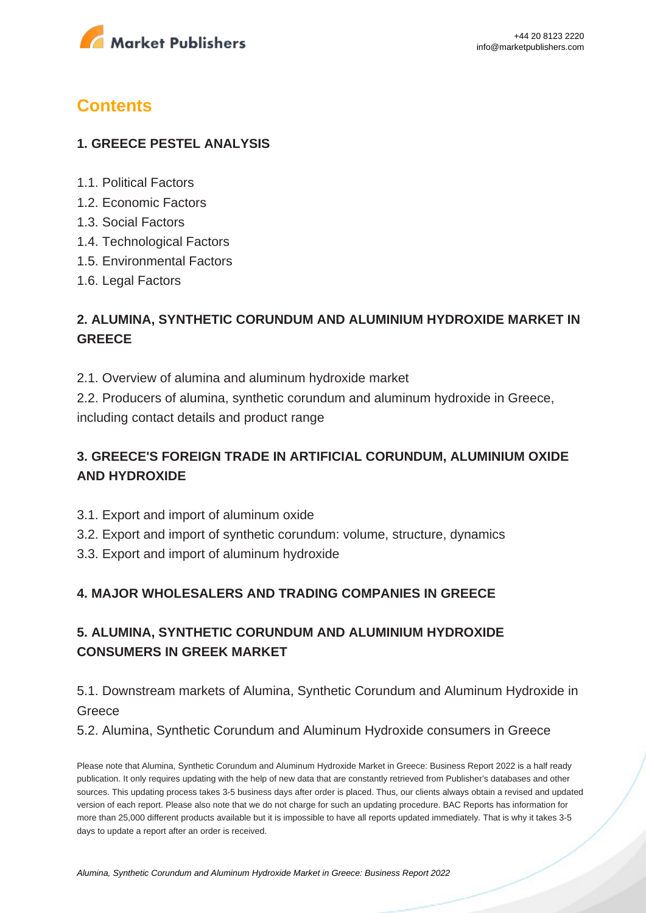# Contents

## 1. GREECE PESTEL ANALYSIS

1.1. Political Factors
1.2. Economic Factors
1.3. Social Factors
1.4. Technological Factors
1.5. Environmental Factors
1.6. Legal Factors

## 2. ALUMINA, SYNTHETIC CORUNDUM AND ALUMINIUM HYDROXIDE MARKET IN GREECE

2.1. Overview of alumina and aluminum hydroxide market
2.2. Producers of alumina, synthetic corundum and aluminum hydroxide in Greece, including contact details and product range

## 3. GREECE'S FOREIGN TRADE IN ARTIFICIAL CORUNDUM, ALUMINIUM OXIDE AND HYDROXIDE

3.1. Export and import of aluminum oxide
3.2. Export and import of synthetic corundum: volume, structure, dynamics
3.3. Export and import of aluminum hydroxide

## 4. MAJOR WHOLESALERS AND TRADING COMPANIES IN GREECE

## 5. ALUMINA, SYNTHETIC CORUNDUM AND ALUMINIUM HYDROXIDE CONSUMERS IN GREEK MARKET

5.1. Downstream markets of Alumina, Synthetic Corundum and Aluminum Hydroxide in Greece
5.2. Alumina, Synthetic Corundum and Aluminum Hydroxide consumers in Greece

Please note that Alumina, Synthetic Corundum and Aluminum Hydroxide Market in Greece: Business Report 2022 is a half ready publication. It only requires updating with the help of new data that are constantly retrieved from Publisher's databases and other sources. This updating process takes 3-5 business days after order is placed. Thus, our clients always obtain a revised and updated version of each report. Please also note that we do not charge for such an updating procedure. BAC Reports has information for more than 25,000 different products available but it is impossible to have all reports updated immediately. That is why it takes 3-5 days to update a report after an order is received.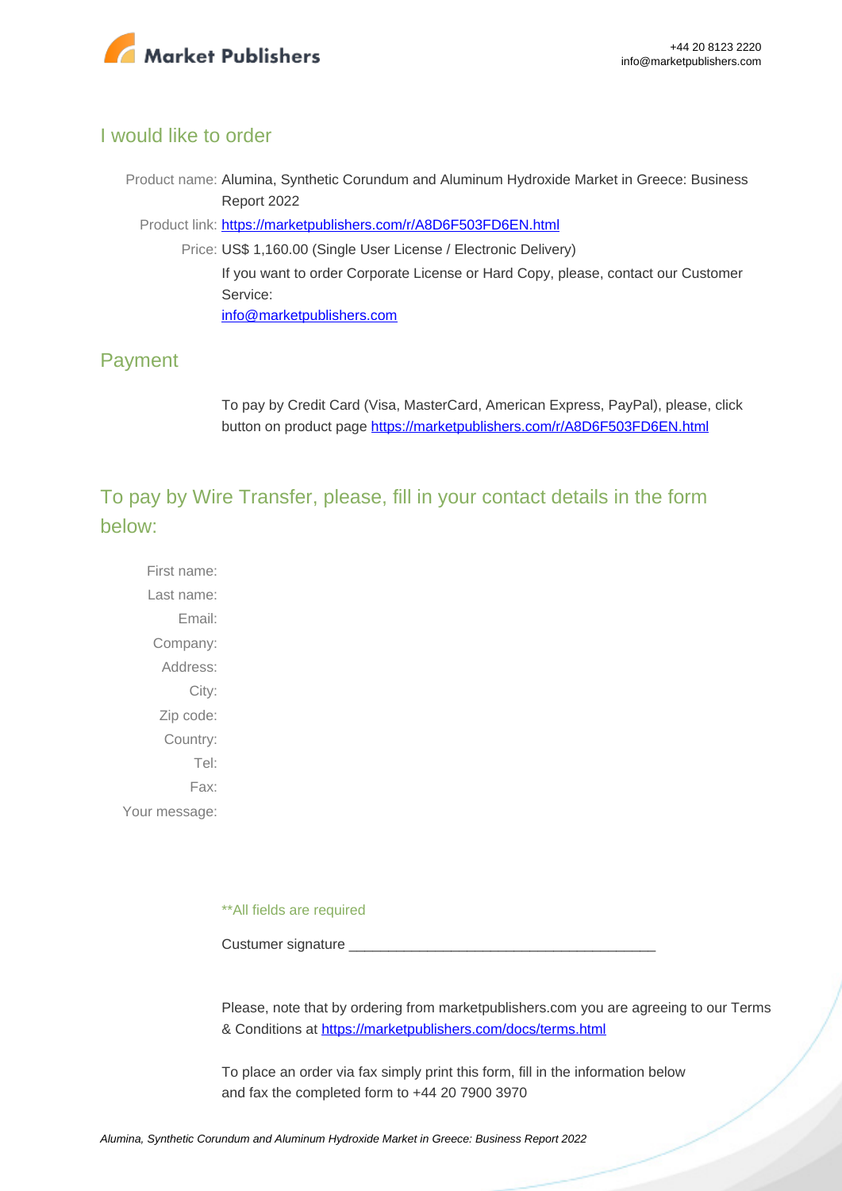## I would like to order

Product name: Alumina, Synthetic Corundum and Aluminum Hydroxide Market in Greece: Business Report 2022

Product link: [https://marketpublishers.com/r/A8D6F503FD6EN.html](https://marketpublishers.com/r/A8D6F503FD6EN.html)

Price: US$ 1,160.00 (Single User License / Electronic Delivery)

If you want to order Corporate License or Hard Copy, please, contact our Customer Service:

[info@marketpublishers.com](mailto:info@marketpublishers.com)

## Payment

To pay by Credit Card (Visa, MasterCard, American Express, PayPal), please, click button on product page [https://marketpublishers.com/r/A8D6F503FD6EN.html](https://marketpublishers.com/r/A8D6F503FD6EN.html)

## To pay by Wire Transfer, please, fill in your contact details in the form below:

First name:

Last name:

Email:

Company:

Address:

City:

Zip code:

Country:

Tel:

Fax:

Your message:

**All fields are required

Custumer signature _______________________________________

Please, note that by ordering from marketpublishers.com you are agreeing to our Terms & Conditions at [https://marketpublishers.com/docs/terms.html](https://marketpublishers.com/docs/terms.html)

To place an order via fax simply print this form, fill in the information below and fax the completed form to +44 20 7900 3970